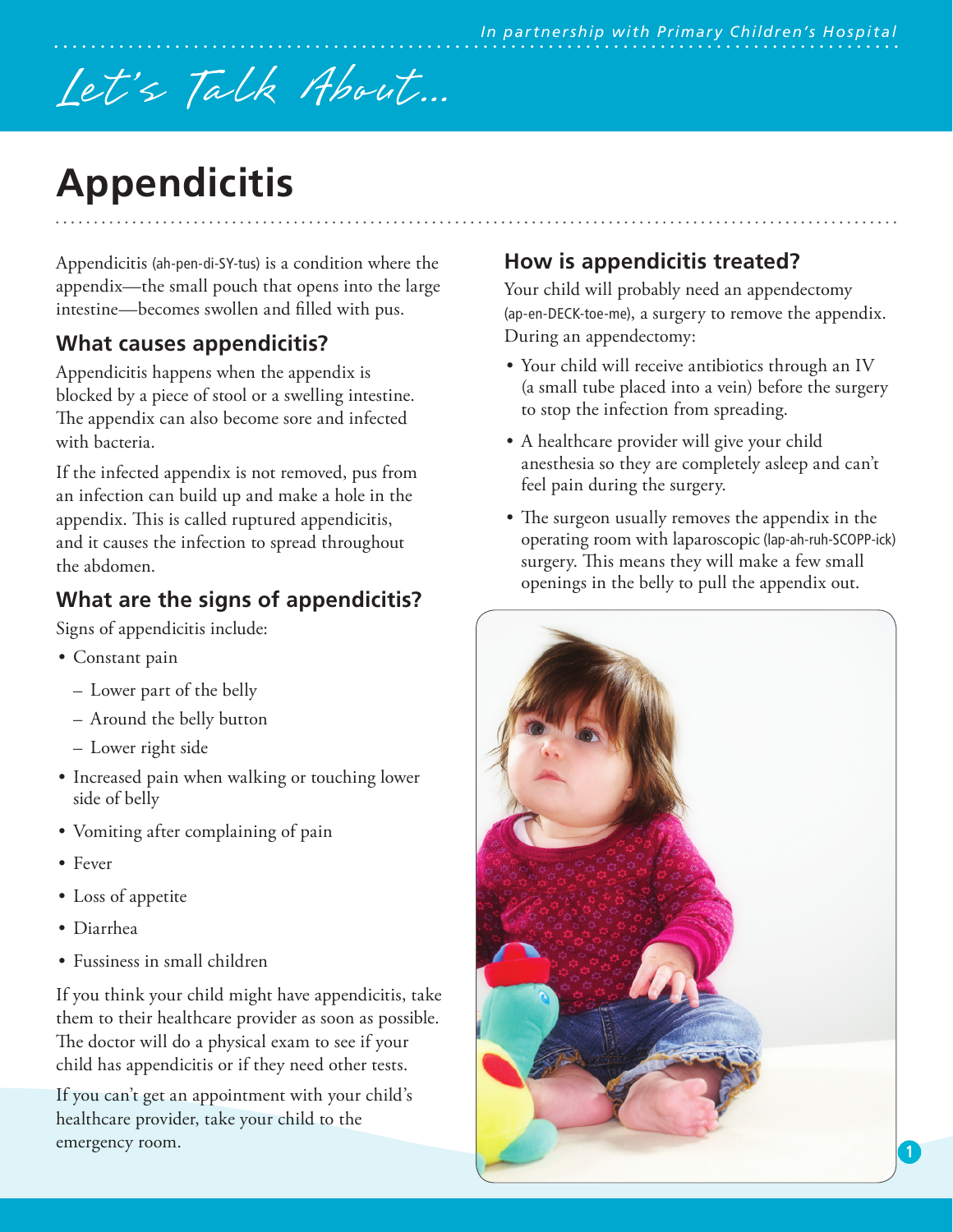*In partnership with Primary Children's Hospital*

*Let's Talk About...*

# Appendicitis

Appendicitis (ah-pen-di-SY-tus) is a condition where the appendix—the small pouch that opens into the large intestine—becomes swollen and filled with pus.

## What causes appendicitis?

Appendicitis happens when the appendix is blocked by a piece of stool or a swelling intestine. The appendix can also become sore and infected with bacteria.

If the infected appendix is not removed, pus from an infection can build up and make a hole in the appendix. This is called ruptured appendicitis, and it causes the infection to spread throughout the abdomen.

## What are the signs of appendicitis?

Signs of appendicitis include:

- Constant pain
  - Lower part of the belly
  - Around the belly button
  - Lower right side
- Increased pain when walking or touching lower side of belly
- Vomiting after complaining of pain
- Fever
- Loss of appetite
- Diarrhea
- Fussiness in small children

If you think your child might have appendicitis, take them to their healthcare provider as soon as possible. The doctor will do a physical exam to see if your child has appendicitis or if they need other tests.

If you can't get an appointment with your child's healthcare provider, take your child to the emergency room.

## How is appendicitis treated?

Your child will probably need an appendectomy (ap-en-DECK-toe-me), a surgery to remove the appendix. During an appendectomy:

- Your child will receive antibiotics through an IV (a small tube placed into a vein) before the surgery to stop the infection from spreading.
- A healthcare provider will give your child anesthesia so they are completely asleep and can't feel pain during the surgery.
- The surgeon usually removes the appendix in the operating room with laparoscopic (lap-ah-ruh-SCOPP-ick) surgery. This means they will make a few small openings in the belly to pull the appendix out.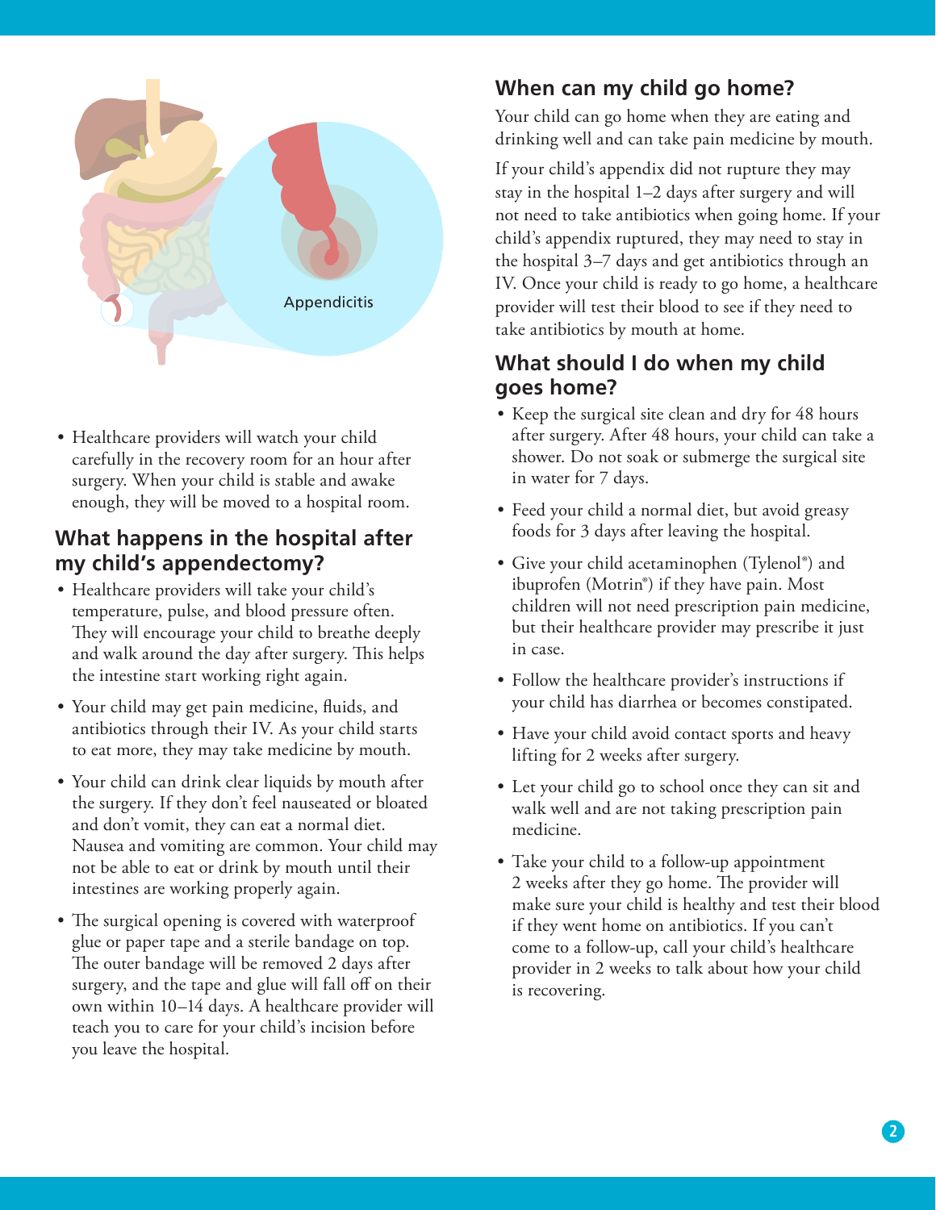Appendicitis

- Healthcare providers will watch your child carefully in the recovery room for an hour after surgery. When your child is stable and awake enough, they will be moved to a hospital room.

## What happens in the hospital after my child's appendectomy?

- Healthcare providers will take your child's temperature, pulse, and blood pressure often. They will encourage your child to breathe deeply and walk around the day after surgery. This helps the intestine start working right again.
- Your child may get pain medicine, fluids, and antibiotics through their IV. As your child starts to eat more, they may take medicine by mouth.
- Your child can drink clear liquids by mouth after the surgery. If they don't feel nauseated or bloated and don't vomit, they can eat a normal diet. Nausea and vomiting are common. Your child may not be able to eat or drink by mouth until their intestines are working properly again.
- The surgical opening is covered with waterproof glue or paper tape and a sterile bandage on top. The outer bandage will be removed 2 days after surgery, and the tape and glue will fall off on their own within 10–14 days. A healthcare provider will teach you to care for your child's incision before you leave the hospital.

## When can my child go home?

Your child can go home when they are eating and drinking well and can take pain medicine by mouth.

If your child's appendix did not rupture they may stay in the hospital 1–2 days after surgery and will not need to take antibiotics when going home. If your child's appendix ruptured, they may need to stay in the hospital 3–7 days and get antibiotics through an IV. Once your child is ready to go home, a healthcare provider will test their blood to see if they need to take antibiotics by mouth at home.

## What should I do when my child goes home?

- Keep the surgical site clean and dry for 48 hours after surgery. After 48 hours, your child can take a shower. Do not soak or submerge the surgical site in water for 7 days.
- Feed your child a normal diet, but avoid greasy foods for 3 days after leaving the hospital.
- Give your child acetaminophen (Tylenol®) and ibuprofen (Motrin®) if they have pain. Most children will not need prescription pain medicine, but their healthcare provider may prescribe it just in case.
- Follow the healthcare provider's instructions if your child has diarrhea or becomes constipated.
- Have your child avoid contact sports and heavy lifting for 2 weeks after surgery.
- Let your child go to school once they can sit and walk well and are not taking prescription pain medicine.
- Take your child to a follow-up appointment 2 weeks after they go home. The provider will make sure your child is healthy and test their blood if they went home on antibiotics. If you can't come to a follow-up, call your child's healthcare provider in 2 weeks to talk about how your child is recovering.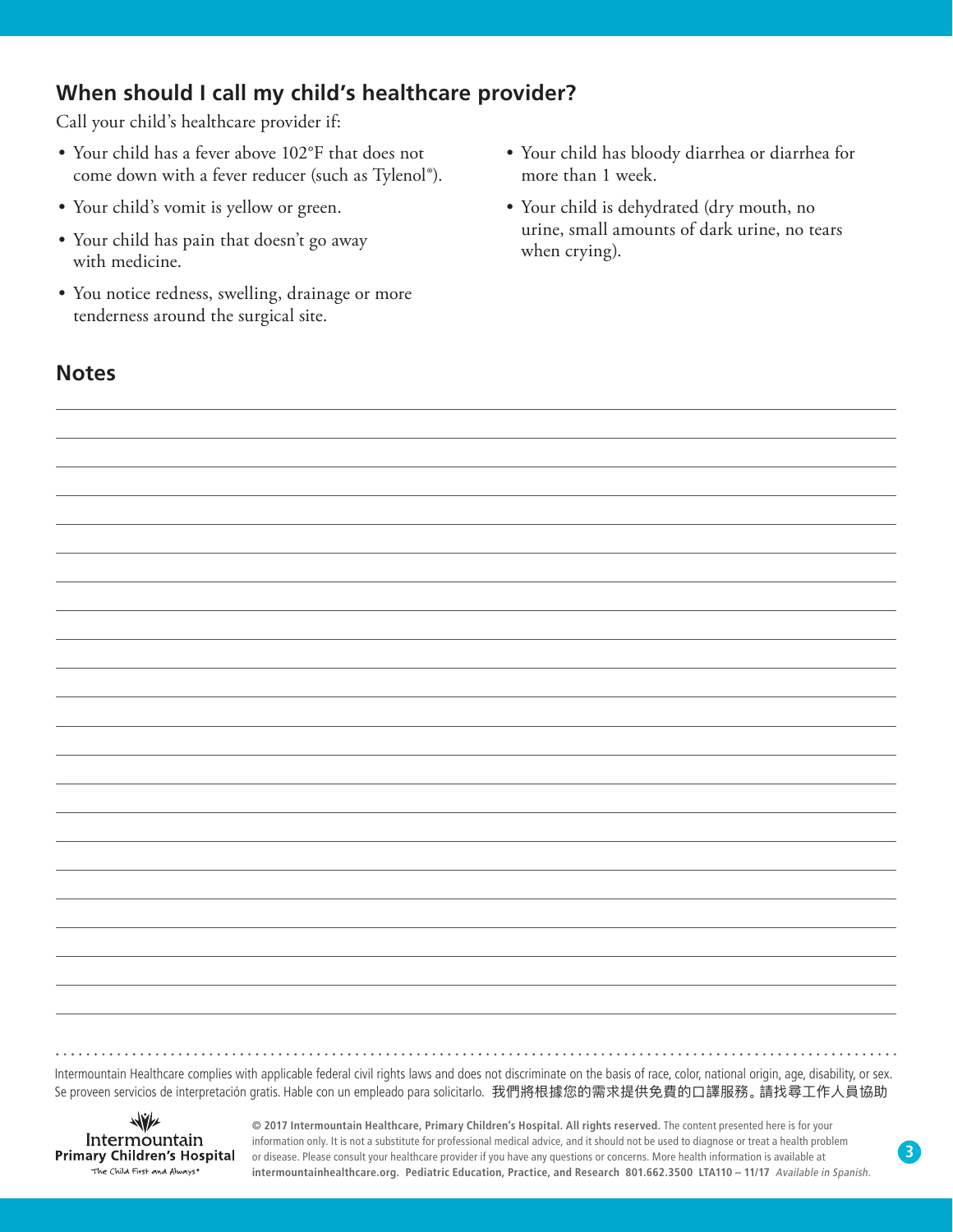## When should I call my child's healthcare provider?

Call your child's healthcare provider if:

- Your child has a fever above 102°F that does not come down with a fever reducer (such as Tylenol®).
- Your child's vomit is yellow or green.
- Your child has pain that doesn't go away with medicine.
- You notice redness, swelling, drainage or more tenderness around the surgical site.
- Your child has bloody diarrhea or diarrhea for more than 1 week.
- Your child is dehydrated (dry mouth, no urine, small amounts of dark urine, no tears when crying).

## Notes

Intermountain Healthcare complies with applicable federal civil rights laws and does not discriminate on the basis of race, color, national origin, age, disability, or sex. Se proveen servicios de interpretación gratis. Hable con un empleado para solicitarlo. 我們將根據您的需求提供免費的口譯服務。請找尋工作人員協助

Intermountain Primary Children's Hospital
The Child First and Always®

**© 2017 Intermountain Healthcare, Primary Children's Hospital. All rights reserved.** The content presented here is for your information only. It is not a substitute for professional medical advice, and it should not be used to diagnose or treat a health problem or disease. Please consult your healthcare provider if you have any questions or concerns. More health information is available at **intermountainhealthcare.org. Pediatric Education, Practice, and Research 801.662.3500 LTA110 – 11/17** *Available in Spanish.*